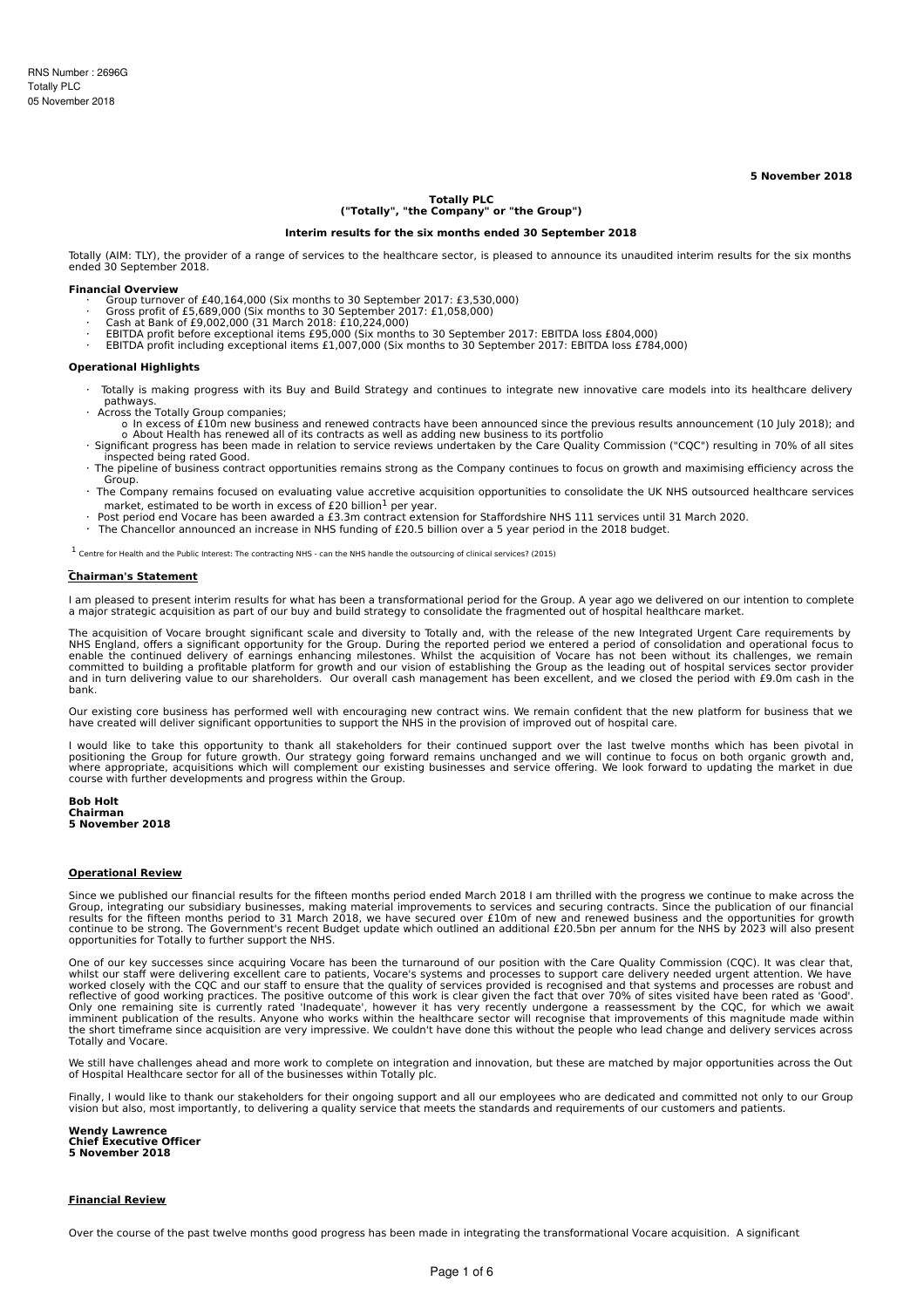RNS Number : 2696G
Totally PLC
05 November 2018

**5 November 2018**

**Totally PLC**
**("Totally", "the Company" or "the Group")**

**Interim results for the six months ended 30 September 2018**

Totally (AIM: TLY), the provider of a range of services to the healthcare sector, is pleased to announce its unaudited interim results for the six months ended 30 September 2018.

**Financial Overview**

- Group turnover of £40,164,000 (Six months to 30 September 2017: £3,530,000)
- Gross profit of £5,689,000 (Six months to 30 September 2017: £1,058,000)
- Cash at Bank of £9,002,000 (31 March 2018: £10,224,000)
- EBITDA profit before exceptional items £95,000 (Six months to 30 September 2017: EBITDA loss £804,000)
- EBITDA profit including exceptional items £1,007,000 (Six months to 30 September 2017: EBITDA loss £784,000)

**Operational Highlights**

- Totally is making progress with its Buy and Build Strategy and continues to integrate new innovative care models into its healthcare delivery pathways.
- Across the Totally Group companies;
  - In excess of £10m new business and renewed contracts have been announced since the previous results announcement (10 July 2018); and
  - About Health has renewed all of its contracts as well as adding new business to its portfolio
- Significant progress has been made in relation to service reviews undertaken by the Care Quality Commission ("CQC") resulting in 70% of all sites inspected being rated Good.
- The pipeline of business contract opportunities remains strong as the Company continues to focus on growth and maximising efficiency across the Group.
- The Company remains focused on evaluating value accretive acquisition opportunities to consolidate the UK NHS outsourced healthcare services market, estimated to be worth in excess of £20 billion[1] per year.
- Post period end Vocare has been awarded a £3.3m contract extension for Staffordshire NHS 111 services until 31 March 2020.
- The Chancellor announced an increase in NHS funding of £20.5 billion over a 5 year period in the 2018 budget.

[1] Centre for Health and the Public Interest: The contracting NHS - can the NHS handle the outsourcing of clinical services? (2015)

## Chairman's Statement

I am pleased to present interim results for what has been a transformational period for the Group. A year ago we delivered on our intention to complete a major strategic acquisition as part of our buy and build strategy to consolidate the fragmented out of hospital healthcare market.

The acquisition of Vocare brought significant scale and diversity to Totally and, with the release of the new Integrated Urgent Care requirements by NHS England, offers a significant opportunity for the Group. During the reported period we entered a period of consolidation and operational focus to enable the continued delivery of earnings enhancing milestones. Whilst the acquisition of Vocare has not been without its challenges, we remain committed to building a profitable platform for growth and our vision of establishing the Group as the leading out of hospital services sector provider and in turn delivering value to our shareholders. Our overall cash management has been excellent, and we closed the period with £9.0m cash in the bank.

Our existing core business has performed well with encouraging new contract wins. We remain confident that the new platform for business that we have created will deliver significant opportunities to support the NHS in the provision of improved out of hospital care.

I would like to take this opportunity to thank all stakeholders for their continued support over the last twelve months which has been pivotal in positioning the Group for future growth. Our strategy going forward remains unchanged and we will continue to focus on both organic growth and, where appropriate, acquisitions which will complement our existing businesses and service offering. We look forward to updating the market in due course with further developments and progress within the Group.

**Bob Holt**
**Chairman**
**5 November 2018**

## Operational Review

Since we published our financial results for the fifteen months period ended March 2018 I am thrilled with the progress we continue to make across the Group, integrating our subsidiary businesses, making material improvements to services and securing contracts. Since the publication of our financial results for the fifteen months period to 31 March 2018, we have secured over £10m of new and renewed business and the opportunities for growth continue to be strong. The Government's recent Budget update which outlined an additional £20.5bn per annum for the NHS by 2023 will also present opportunities for Totally to further support the NHS.

One of our key successes since acquiring Vocare has been the turnaround of our position with the Care Quality Commission (CQC). It was clear that, whilst our staff were delivering excellent care to patients, Vocare's systems and processes to support care delivery needed urgent attention. We have worked closely with the CQC and our staff to ensure that the quality of services provided is recognised and that systems and processes are robust and reflective of good working practices. The positive outcome of this work is clear given the fact that over 70% of sites visited have been rated as 'Good'. Only one remaining site is currently rated 'Inadequate', however it has very recently undergone a reassessment by the CQC, for which we await imminent publication of the results. Anyone who works within the healthcare sector will recognise that improvements of this magnitude made within the short timeframe since acquisition are very impressive. We couldn't have done this without the people who lead change and delivery services across Totally and Vocare.

We still have challenges ahead and more work to complete on integration and innovation, but these are matched by major opportunities across the Out of Hospital Healthcare sector for all of the businesses within Totally plc.

Finally, I would like to thank our stakeholders for their ongoing support and all our employees who are dedicated and committed not only to our Group vision but also, most importantly, to delivering a quality service that meets the standards and requirements of our customers and patients.

**Wendy Lawrence**
**Chief Executive Officer**
**5 November 2018**

## Financial Review

Over the course of the past twelve months good progress has been made in integrating the transformational Vocare acquisition. A significant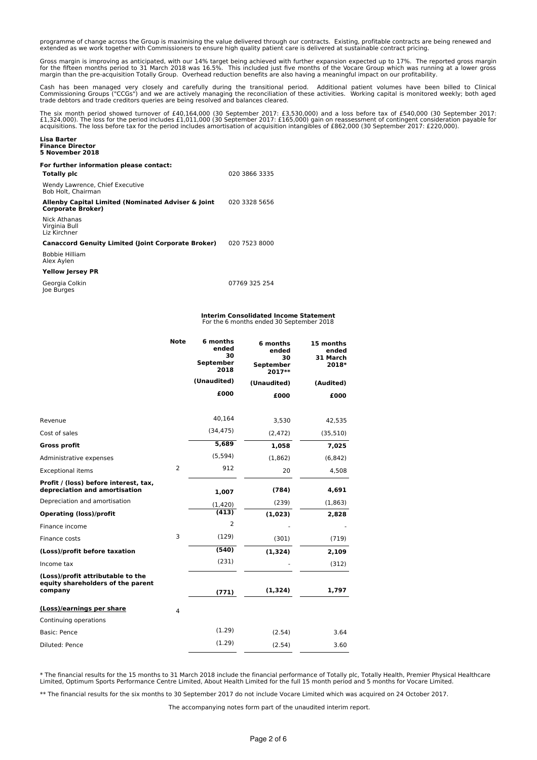programme of change across the Group is maximising the value delivered through our contracts. Existing, profitable contracts are being renewed and extended as we work together with Commissioners to ensure high quality patient care is delivered at sustainable contract pricing.

Gross margin is improving as anticipated, with our 14% target being achieved with further expansion expected up to 17%. The reported gross margin for the fifteen months period to 31 March 2018 was 16.5%. This included just five months of the Vocare Group which was running at a lower gross margin than the pre-acquisition Totally Group. Overhead reduction benefits are also having a meaningful impact on our profitability.

Cash has been managed very closely and carefully during the transitional period. Additional patient volumes have been billed to Clinical Commissioning Groups ("CCGs") and we are actively managing the reconciliation of these activities. Working capital is monitored weekly; both aged trade debtors and trade creditors queries are being resolved and balances cleared.

The six month period showed turnover of £40,164,000 (30 September 2017: £3,530,000) and a loss before tax of £540,000 (30 September 2017: £1,324,000). The loss for the period includes £1,011,000 (30 September 2017: £165,000) gain on reassessment of contingent consideration payable for acquisitions. The loss before tax for the period includes amortisation of acquisition intangibles of £862,000 (30 September 2017: £220,000).

**Lisa Barter**
**Finance Director**
**5 November 2018**

**For further information please contact:**

| | |
|---|---|
| **Totally plc** | 020 3866 3335 |
| Wendy Lawrence, Chief Executive<br>Bob Holt, Chairman | |
| **Allenby Capital Limited (Nominated Adviser & Joint Corporate Broker)** | 020 3328 5656 |
| Nick Athanas<br>Virginia Bull<br>Liz Kirchner | |
| **Canaccord Genuity Limited (Joint Corporate Broker)** | 020 7523 8000 |
| Bobbie Hilliam<br>Alex Aylen | |
| **Yellow Jersey PR** | |
| Georgia Colkin<br>Joe Burges | 07769 325 254 |

**Interim Consolidated Income Statement**
For the 6 months ended 30 September 2018

| | Note | 6 months ended 30 September 2018 | 6 months ended 30 September 2017** | 15 months ended 31 March 2018* |
|---|---|---|---|---|
| | | (Unaudited) | (Unaudited) | (Audited) |
| | | £000 | £000 | £000 |
| Revenue | | 40,164 | 3,530 | 42,535 |
| Cost of sales | | (34,475) | (2,472) | (35,510) |
| **Gross profit** | | **5,689** | **1,058** | **7,025** |
| Administrative expenses | | (5,594) | (1,862) | (6,842) |
| Exceptional items | 2 | 912 | 20 | 4,508 |
| **Profit / (loss) before interest, tax, depreciation and amortisation** | | **1,007** | **(784)** | **4,691** |
| Depreciation and amortisation | | (1,420) | (239) | (1,863) |
| **Operating (loss)/profit** | | **(413)** | **(1,023)** | **2,828** |
| Finance income | | 2 | - | - |
| Finance costs | 3 | (129) | (301) | (719) |
| **(Loss)/profit before taxation** | | **(540)** | **(1,324)** | **2,109** |
| Income tax | | (231) | - | (312) |
| **(Loss)/profit attributable to the equity shareholders of the parent company** | | **(771)** | **(1,324)** | **1,797** |
| **(Loss)/earnings per share** | 4 | | | |
| Continuing operations | | | | |
| Basic: Pence | | (1.29) | (2.54) | 3.64 |
| Diluted: Pence | | (1.29) | (2.54) | 3.60 |

\* The financial results for the 15 months to 31 March 2018 include the financial performance of Totally plc, Totally Health, Premier Physical Healthcare Limited, Optimum Sports Performance Centre Limited, About Health Limited for the full 15 month period and 5 months for Vocare Limited.

\*\* The financial results for the six months to 30 September 2017 do not include Vocare Limited which was acquired on 24 October 2017.

The accompanying notes form part of the unaudited interim report.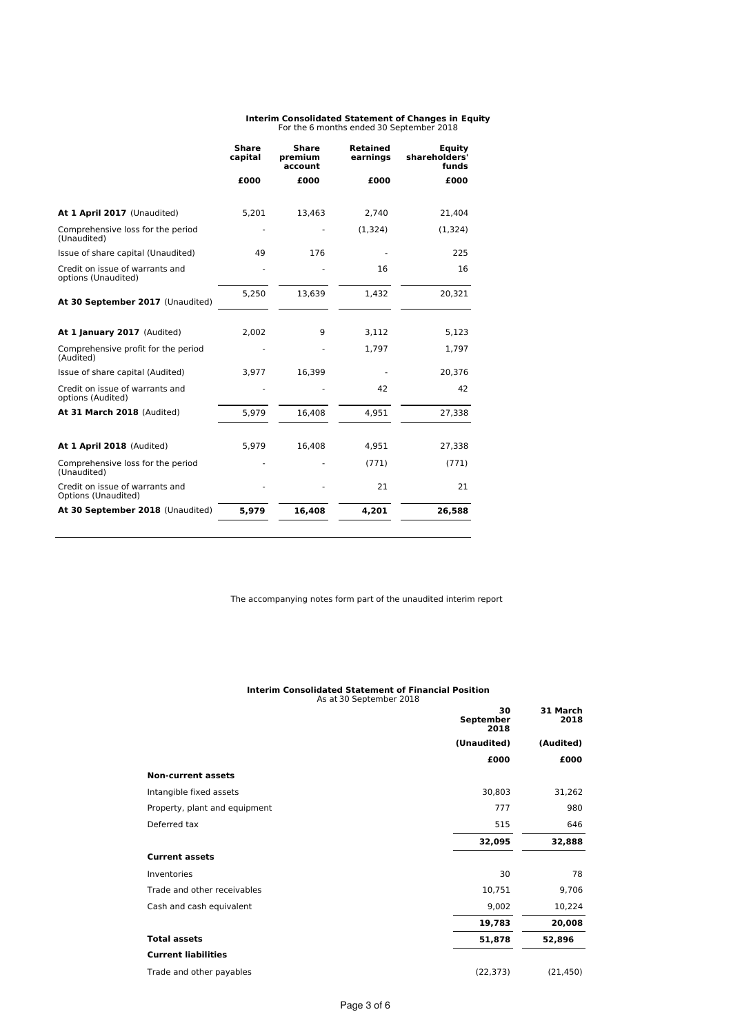**Interim Consolidated Statement of Changes in Equity**
For the 6 months ended 30 September 2018

| | Share capital | Share premium account | Retained earnings | Equity shareholders' funds |
|---|---|---|---|---|
| | £000 | £000 | £000 | £000 |
| **At 1 April 2017** (Unaudited) | 5,201 | 13,463 | 2,740 | 21,404 |
| Comprehensive loss for the period (Unaudited) | - | - | (1,324) | (1,324) |
| Issue of share capital (Unaudited) | 49 | 176 | - | 225 |
| Credit on issue of warrants and options (Unaudited) | - | - | 16 | 16 |
| **At 30 September 2017** (Unaudited) | 5,250 | 13,639 | 1,432 | 20,321 |
| **At 1 January 2017** (Audited) | 2,002 | 9 | 3,112 | 5,123 |
| Comprehensive profit for the period (Audited) | - | - | 1,797 | 1,797 |
| Issue of share capital (Audited) | 3,977 | 16,399 | - | 20,376 |
| Credit on issue of warrants and options (Audited) | - | - | 42 | 42 |
| **At 31 March 2018** (Audited) | 5,979 | 16,408 | 4,951 | 27,338 |
| **At 1 April 2018** (Audited) | 5,979 | 16,408 | 4,951 | 27,338 |
| Comprehensive loss for the period (Unaudited) | - | - | (771) | (771) |
| Credit on issue of warrants and Options (Unaudited) | - | - | 21 | 21 |
| **At 30 September 2018** (Unaudited) | **5,979** | **16,408** | **4,201** | **26,588** |

The accompanying notes form part of the unaudited interim report

**Interim Consolidated Statement of Financial Position**
As at 30 September 2018

| | 30 September 2018 | 31 March 2018 |
|---|---|---|
| | (Unaudited) | (Audited) |
| | £000 | £000 |
| **Non-current assets** | | |
| Intangible fixed assets | 30,803 | 31,262 |
| Property, plant and equipment | 777 | 980 |
| Deferred tax | 515 | 646 |
| | **32,095** | **32,888** |
| **Current assets** | | |
| Inventories | 30 | 78 |
| Trade and other receivables | 10,751 | 9,706 |
| Cash and cash equivalent | 9,002 | 10,224 |
| | **19,783** | **20,008** |
| **Total assets** | **51,878** | **52,896** |
| **Current liabilities** | | |
| Trade and other payables | (22,373) | (21,450) |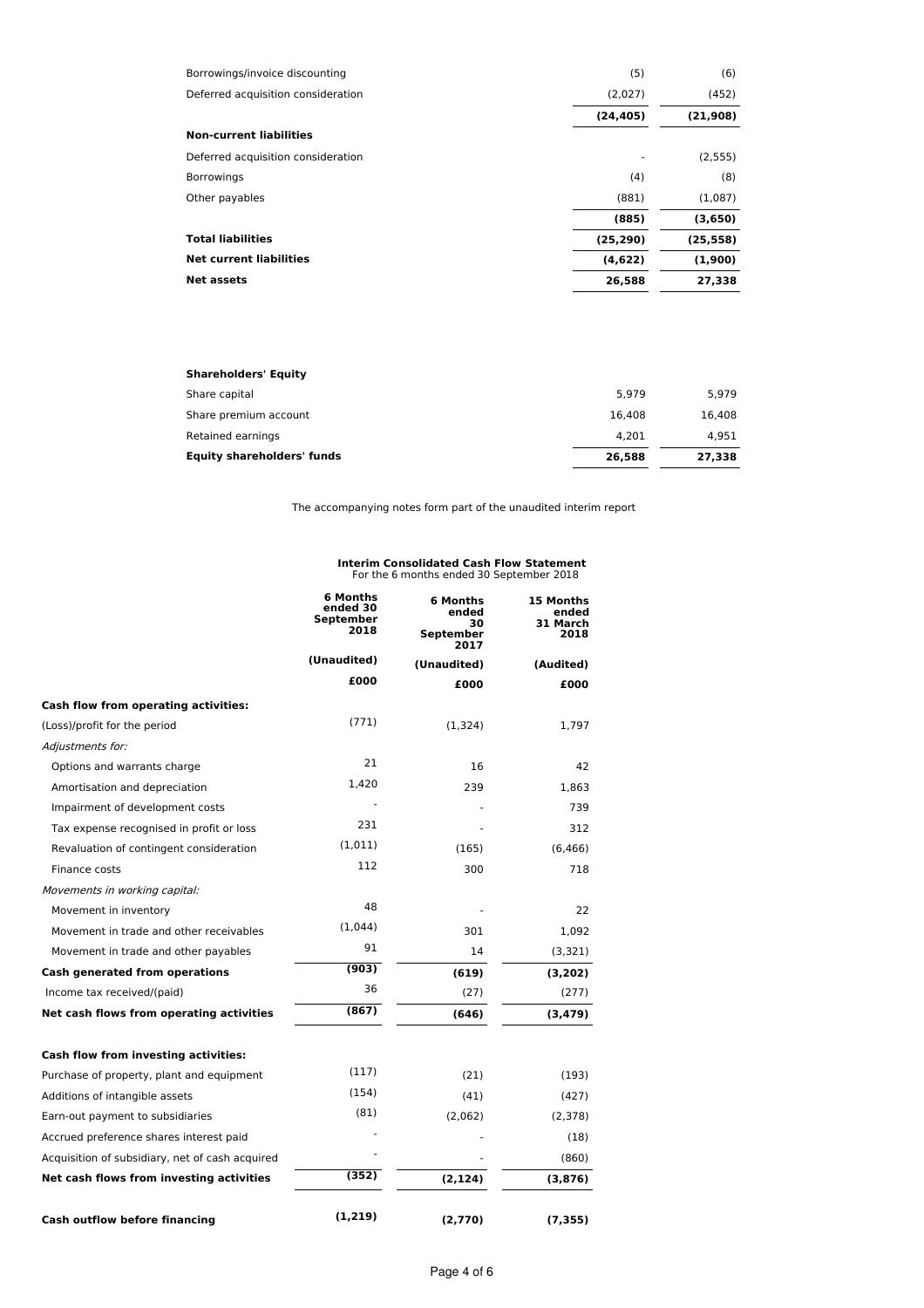| | | |
|---|---|---|
| Borrowings/invoice discounting | (5) | (6) |
| Deferred acquisition consideration | (2,027) | (452) |
| | **(24,405)** | **(21,908)** |
| **Non-current liabilities** | | |
| Deferred acquisition consideration | - | (2,555) |
| Borrowings | (4) | (8) |
| Other payables | (881) | (1,087) |
| | **(885)** | **(3,650)** |
| **Total liabilities** | **(25,290)** | **(25,558)** |
| **Net current liabilities** | **(4,622)** | **(1,900)** |
| **Net assets** | **26,588** | **27,338** |

| | | |
|---|---|---|
| **Shareholders' Equity** | | |
| Share capital | 5,979 | 5,979 |
| Share premium account | 16,408 | 16,408 |
| Retained earnings | 4,201 | 4,951 |
| **Equity shareholders' funds** | **26,588** | **27,338** |

The accompanying notes form part of the unaudited interim report

**Interim Consolidated Cash Flow Statement**
For the 6 months ended 30 September 2018

| | **6 Months ended 30 September 2018** | **6 Months ended 30 September 2017** | **15 Months ended 31 March 2018** |
|---|---|---|---|
| | **(Unaudited)** | **(Unaudited)** | **(Audited)** |
| | **£000** | **£000** | **£000** |
| **Cash flow from operating activities:** | | | |
| (Loss)/profit for the period | (771) | (1,324) | 1,797 |
| *Adjustments for:* | | | |
| Options and warrants charge | 21 | 16 | 42 |
| Amortisation and depreciation | 1,420 | 239 | 1,863 |
| Impairment of development costs | - | - | 739 |
| Tax expense recognised in profit or loss | 231 | - | 312 |
| Revaluation of contingent consideration | (1,011) | (165) | (6,466) |
| Finance costs | 112 | 300 | 718 |
| *Movements in working capital:* | | | |
| Movement in inventory | 48 | - | 22 |
| Movement in trade and other receivables | (1,044) | 301 | 1,092 |
| Movement in trade and other payables | 91 | 14 | (3,321) |
| **Cash generated from operations** | **(903)** | **(619)** | **(3,202)** |
| Income tax received/(paid) | 36 | (27) | (277) |
| **Net cash flows from operating activities** | **(867)** | **(646)** | **(3,479)** |
| | | | |
| **Cash flow from investing activities:** | | | |
| Purchase of property, plant and equipment | (117) | (21) | (193) |
| Additions of intangible assets | (154) | (41) | (427) |
| Earn-out payment to subsidiaries | (81) | (2,062) | (2,378) |
| Accrued preference shares interest paid | - | - | (18) |
| Acquisition of subsidiary, net of cash acquired | - | - | (860) |
| **Net cash flows from investing activities** | **(352)** | **(2,124)** | **(3,876)** |
| | | | |
| **Cash outflow before financing** | **(1,219)** | **(2,770)** | **(7,355)** |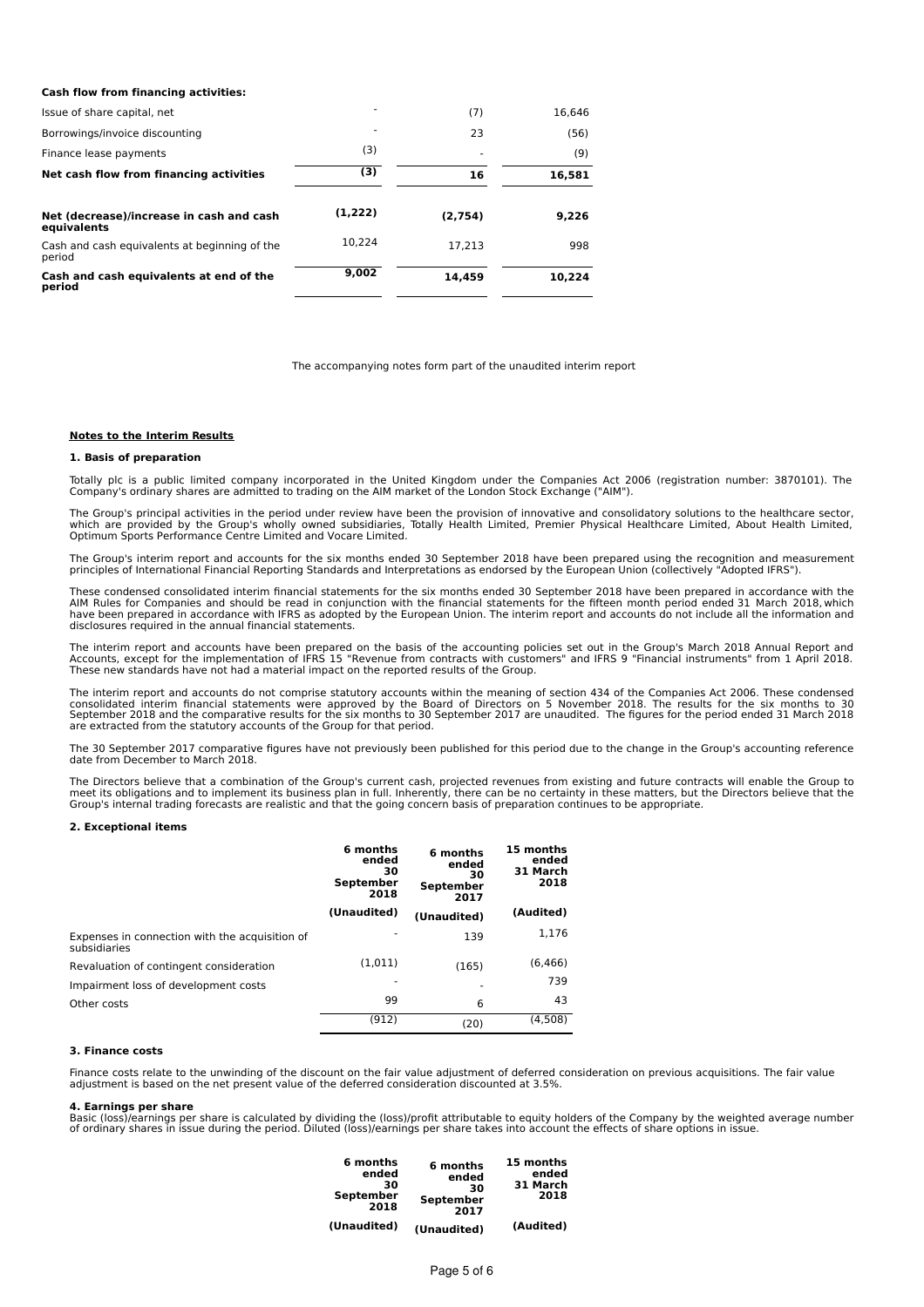**Cash flow from financing activities:**

| | | | |
|---|---|---|---|
| Issue of share capital, net | - | (7) | 16,646 |
| Borrowings/invoice discounting | - | 23 | (56) |
| Finance lease payments | (3) | - | (9) |
| **Net cash flow from financing activities** | **(3)** | **16** | **16,581** |
| **Net (decrease)/increase in cash and cash equivalents** | **(1,222)** | **(2,754)** | **9,226** |
| Cash and cash equivalents at beginning of the period | 10,224 | 17,213 | 998 |
| **Cash and cash equivalents at end of the period** | **9,002** | **14,459** | **10,224** |

The accompanying notes form part of the unaudited interim report

**Notes to the Interim Results**

**1. Basis of preparation**

Totally plc is a public limited company incorporated in the United Kingdom under the Companies Act 2006 (registration number: 3870101). The Company's ordinary shares are admitted to trading on the AIM market of the London Stock Exchange ("AIM").

The Group's principal activities in the period under review have been the provision of innovative and consolidatory solutions to the healthcare sector, which are provided by the Group's wholly owned subsidiaries, Totally Health Limited, Premier Physical Healthcare Limited, About Health Limited, Optimum Sports Performance Centre Limited and Vocare Limited.

The Group's interim report and accounts for the six months ended 30 September 2018 have been prepared using the recognition and measurement principles of International Financial Reporting Standards and Interpretations as endorsed by the European Union (collectively "Adopted IFRS").

These condensed consolidated interim financial statements for the six months ended 30 September 2018 have been prepared in accordance with the AIM Rules for Companies and should be read in conjunction with the financial statements for the fifteen month period ended 31 March 2018, which have been prepared in accordance with IFRS as adopted by the European Union. The interim report and accounts do not include all the information and disclosures required in the annual financial statements.

The interim report and accounts have been prepared on the basis of the accounting policies set out in the Group's March 2018 Annual Report and Accounts, except for the implementation of IFRS 15 "Revenue from contracts with customers" and IFRS 9 "Financial instruments" from 1 April 2018. These new standards have not had a material impact on the reported results of the Group.

The interim report and accounts do not comprise statutory accounts within the meaning of section 434 of the Companies Act 2006. These condensed consolidated interim financial statements were approved by the Board of Directors on 5 November 2018. The results for the six months to 30 September 2018 and the comparative results for the six months to 30 September 2017 are unaudited. The figures for the period ended 31 March 2018 are extracted from the statutory accounts of the Group for that period.

The 30 September 2017 comparative figures have not previously been published for this period due to the change in the Group's accounting reference date from December to March 2018.

The Directors believe that a combination of the Group's current cash, projected revenues from existing and future contracts will enable the Group to meet its obligations and to implement its business plan in full. Inherently, there can be no certainty in these matters, but the Directors believe that the Group's internal trading forecasts are realistic and that the going concern basis of preparation continues to be appropriate.

**2. Exceptional items**

| | **6 months ended 30 September 2018** | **6 months ended 30 September 2017** | **15 months ended 31 March 2018** |
|---|---|---|---|
| | **(Unaudited)** | **(Unaudited)** | **(Audited)** |
| Expenses in connection with the acquisition of subsidiaries | - | 139 | 1,176 |
| Revaluation of contingent consideration | (1,011) | (165) | (6,466) |
| Impairment loss of development costs | - | - | 739 |
| Other costs | 99 | 6 | 43 |
| | (912) | (20) | (4,508) |

**3. Finance costs**

Finance costs relate to the unwinding of the discount on the fair value adjustment of deferred consideration on previous acquisitions. The fair value adjustment is based on the net present value of the deferred consideration discounted at 3.5%.

**4. Earnings per share**

Basic (loss)/earnings per share is calculated by dividing the (loss)/profit attributable to equity holders of the Company by the weighted average number of ordinary shares in issue during the period. Diluted (loss)/earnings per share takes into account the effects of share options in issue.

| **6 months ended 30 September 2018** | **6 months ended 30 September 2017** | **15 months ended 31 March 2018** |
|---|---|---|
| **(Unaudited)** | **(Unaudited)** | **(Audited)** |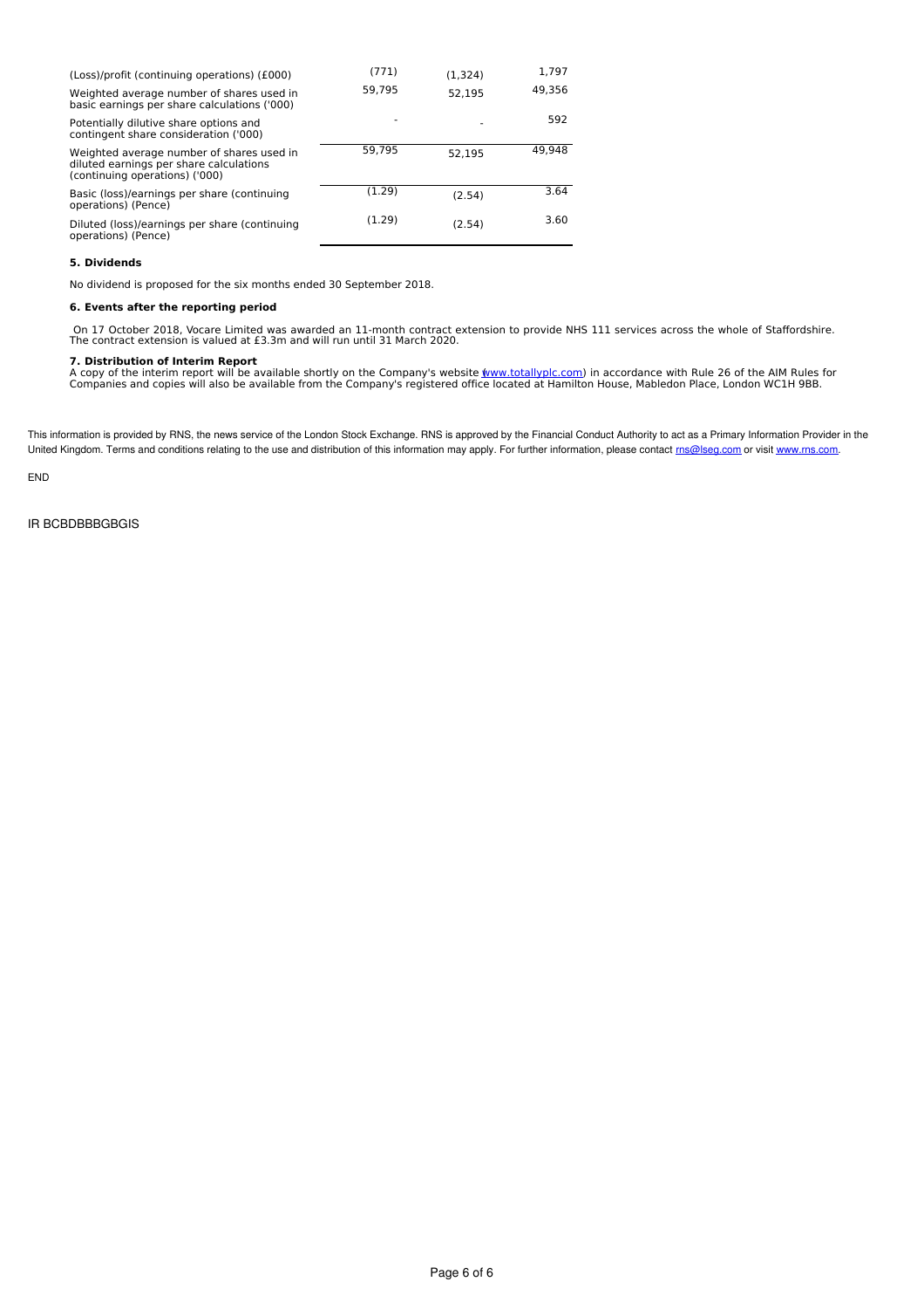| | | | |
|---|---|---|---|
| (Loss)/profit (continuing operations) (£000) | (771) | (1,324) | 1,797 |
| Weighted average number of shares used in basic earnings per share calculations ('000) | 59,795 | 52,195 | 49,356 |
| Potentially dilutive share options and contingent share consideration ('000) | - | - | 592 |
| Weighted average number of shares used in diluted earnings per share calculations (continuing operations) ('000) | 59,795 | 52,195 | 49,948 |
| Basic (loss)/earnings per share (continuing operations) (Pence) | (1.29) | (2.54) | 3.64 |
| Diluted (loss)/earnings per share (continuing operations) (Pence) | (1.29) | (2.54) | 3.60 |

**5. Dividends**

No dividend is proposed for the six months ended 30 September 2018.

**6. Events after the reporting period**

On 17 October 2018, Vocare Limited was awarded an 11-month contract extension to provide NHS 111 services across the whole of Staffordshire. The contract extension is valued at £3.3m and will run until 31 March 2020.

**7. Distribution of Interim Report**

A copy of the interim report will be available shortly on the Company's website (www.totallyplc.com) in accordance with Rule 26 of the AIM Rules for Companies and copies will also be available from the Company's registered office located at Hamilton House, Mabledon Place, London WC1H 9BB.

This information is provided by RNS, the news service of the London Stock Exchange. RNS is approved by the Financial Conduct Authority to act as a Primary Information Provider in the United Kingdom. Terms and conditions relating to the use and distribution of this information may apply. For further information, please contact rns@lseg.com or visit www.rns.com.

END

IR BCBDBBBGBGIS